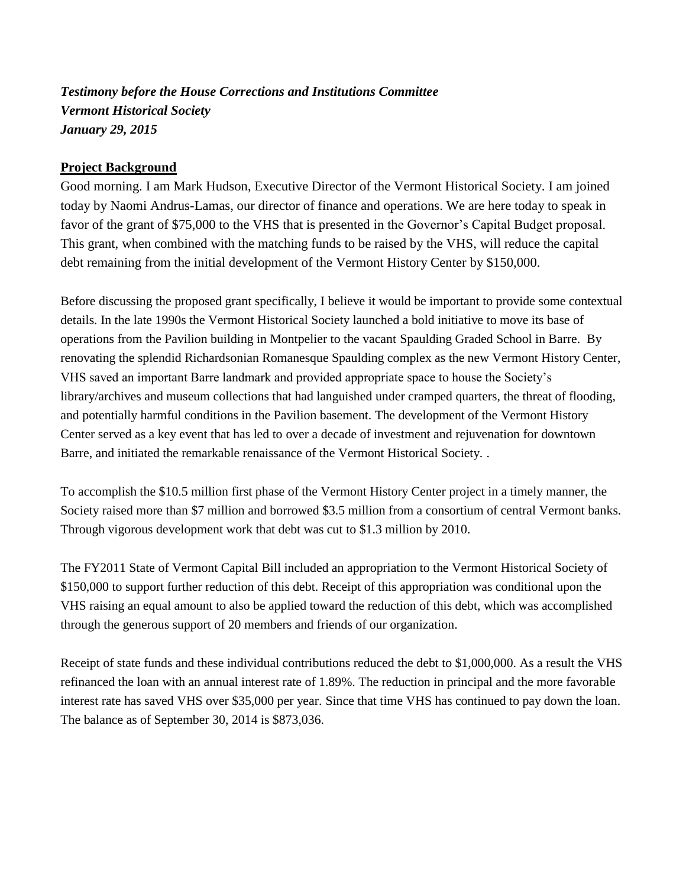***Testimony before the House Corrections and Institutions Committee***
***Vermont Historical Society***
***January 29, 2015***

## **Project Background**

Good morning. I am Mark Hudson, Executive Director of the Vermont Historical Society. I am joined today by Naomi Andrus-Lamas, our director of finance and operations. We are here today to speak in favor of the grant of $75,000 to the VHS that is presented in the Governor's Capital Budget proposal. This grant, when combined with the matching funds to be raised by the VHS, will reduce the capital debt remaining from the initial development of the Vermont History Center by $150,000.

Before discussing the proposed grant specifically, I believe it would be important to provide some contextual details. In the late 1990s the Vermont Historical Society launched a bold initiative to move its base of operations from the Pavilion building in Montpelier to the vacant Spaulding Graded School in Barre. By renovating the splendid Richardsonian Romanesque Spaulding complex as the new Vermont History Center, VHS saved an important Barre landmark and provided appropriate space to house the Society's library/archives and museum collections that had languished under cramped quarters, the threat of flooding, and potentially harmful conditions in the Pavilion basement. The development of the Vermont History Center served as a key event that has led to over a decade of investment and rejuvenation for downtown Barre, and initiated the remarkable renaissance of the Vermont Historical Society. .

To accomplish the $10.5 million first phase of the Vermont History Center project in a timely manner, the Society raised more than $7 million and borrowed $3.5 million from a consortium of central Vermont banks. Through vigorous development work that debt was cut to $1.3 million by 2010.

The FY2011 State of Vermont Capital Bill included an appropriation to the Vermont Historical Society of $150,000 to support further reduction of this debt. Receipt of this appropriation was conditional upon the VHS raising an equal amount to also be applied toward the reduction of this debt, which was accomplished through the generous support of 20 members and friends of our organization.

Receipt of state funds and these individual contributions reduced the debt to $1,000,000. As a result the VHS refinanced the loan with an annual interest rate of 1.89%. The reduction in principal and the more favorable interest rate has saved VHS over $35,000 per year. Since that time VHS has continued to pay down the loan. The balance as of September 30, 2014 is $873,036.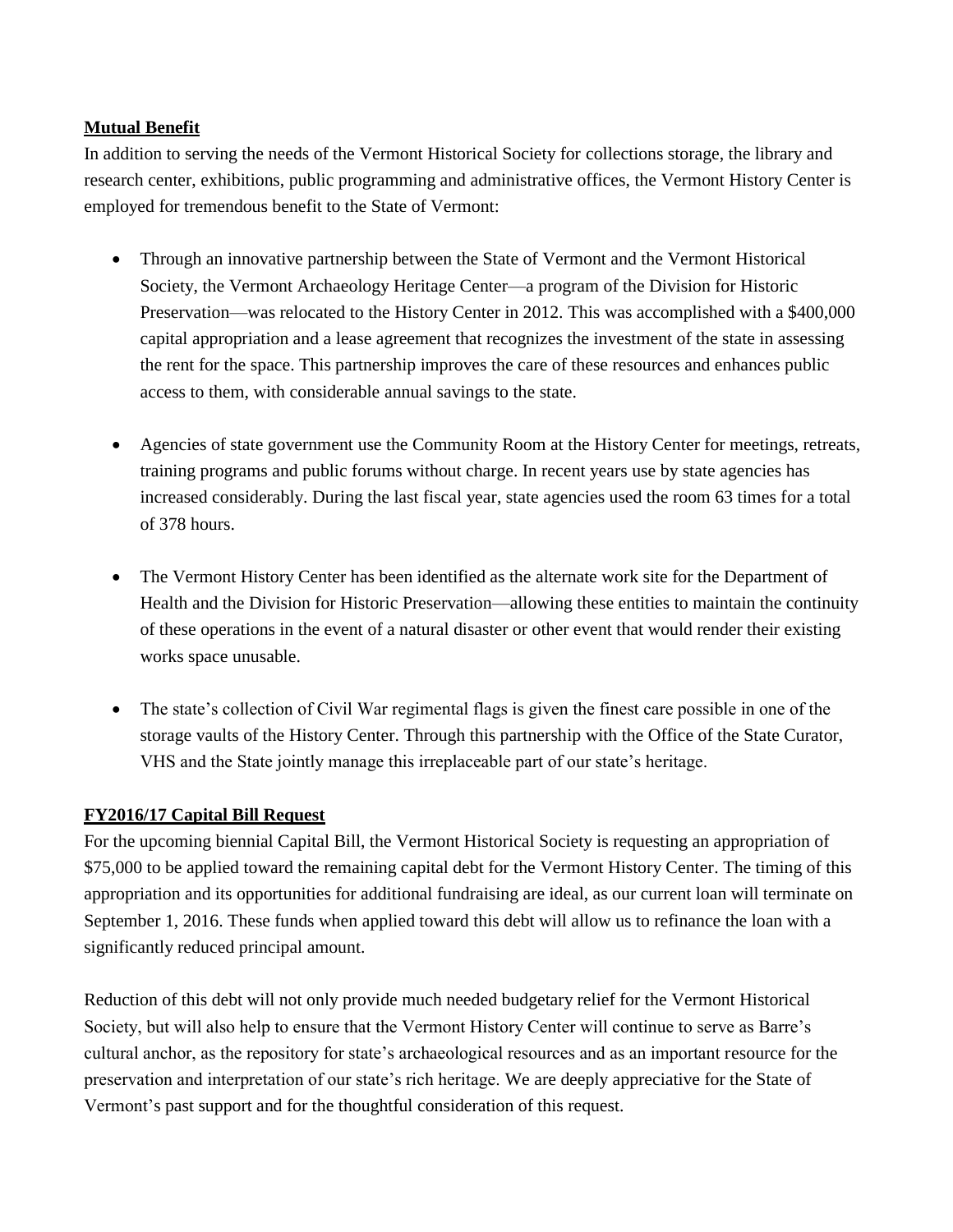**Mutual Benefit**

In addition to serving the needs of the Vermont Historical Society for collections storage, the library and research center, exhibitions, public programming and administrative offices, the Vermont History Center is employed for tremendous benefit to the State of Vermont:

- Through an innovative partnership between the State of Vermont and the Vermont Historical Society, the Vermont Archaeology Heritage Center—a program of the Division for Historic Preservation—was relocated to the History Center in 2012. This was accomplished with a $400,000 capital appropriation and a lease agreement that recognizes the investment of the state in assessing the rent for the space. This partnership improves the care of these resources and enhances public access to them, with considerable annual savings to the state.

- Agencies of state government use the Community Room at the History Center for meetings, retreats, training programs and public forums without charge. In recent years use by state agencies has increased considerably. During the last fiscal year, state agencies used the room 63 times for a total of 378 hours.

- The Vermont History Center has been identified as the alternate work site for the Department of Health and the Division for Historic Preservation—allowing these entities to maintain the continuity of these operations in the event of a natural disaster or other event that would render their existing works space unusable.

- The state's collection of Civil War regimental flags is given the finest care possible in one of the storage vaults of the History Center. Through this partnership with the Office of the State Curator, VHS and the State jointly manage this irreplaceable part of our state's heritage.

**FY2016/17 Capital Bill Request**

For the upcoming biennial Capital Bill, the Vermont Historical Society is requesting an appropriation of $75,000 to be applied toward the remaining capital debt for the Vermont History Center. The timing of this appropriation and its opportunities for additional fundraising are ideal, as our current loan will terminate on September 1, 2016. These funds when applied toward this debt will allow us to refinance the loan with a significantly reduced principal amount.

Reduction of this debt will not only provide much needed budgetary relief for the Vermont Historical Society, but will also help to ensure that the Vermont History Center will continue to serve as Barre's cultural anchor, as the repository for state's archaeological resources and as an important resource for the preservation and interpretation of our state's rich heritage. We are deeply appreciative for the State of Vermont's past support and for the thoughtful consideration of this request.